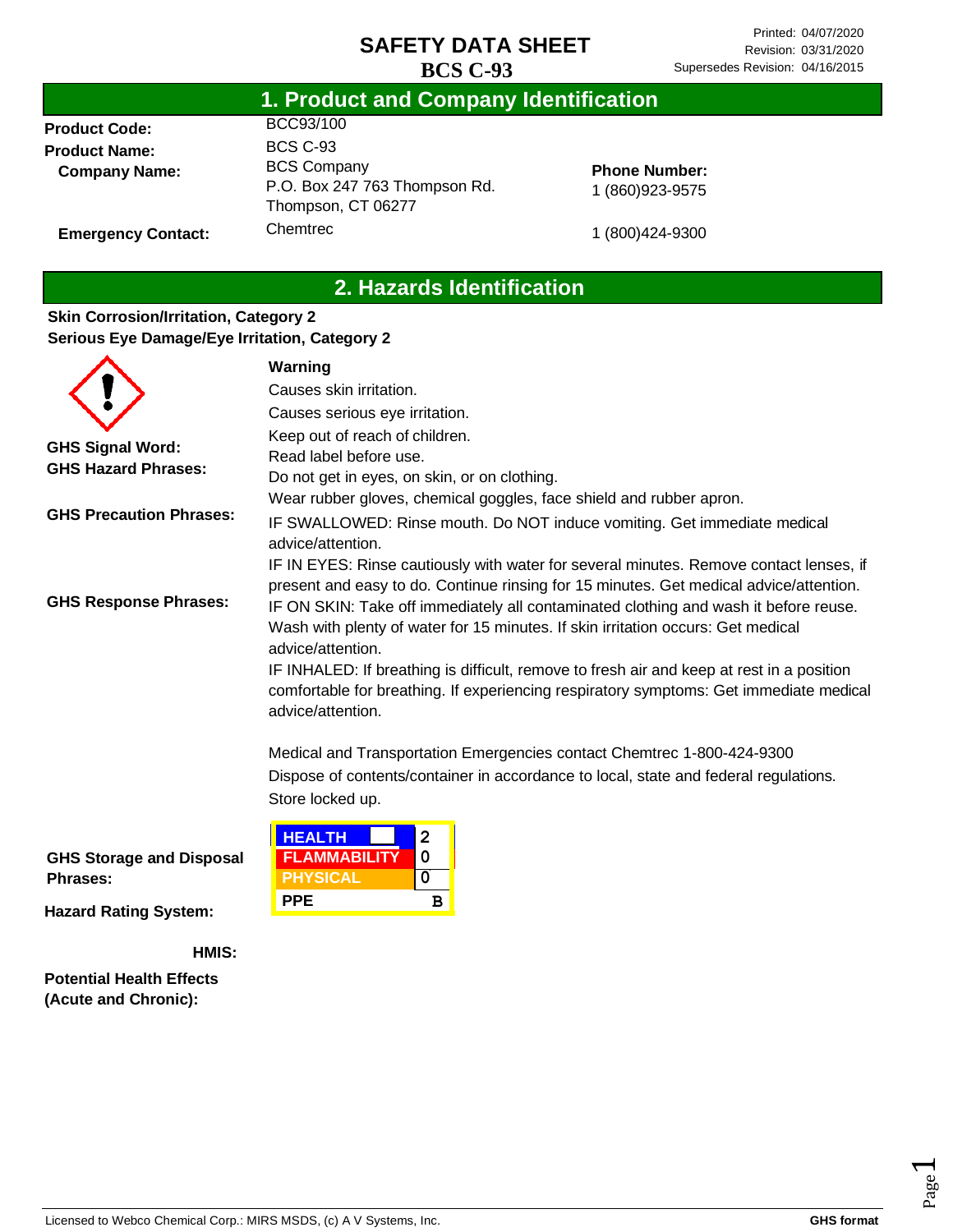# SAFETY DATA SHEET

## BCS C-93

Printed: 04/07/2020
Revision: 03/31/2020
Supersedes Revision: 04/16/2015

## 1. Product and Company Identification

**Product Code:** BCC93/100

**Product Name:** BCS C-93

**Company Name:** BCS Company
P.O. Box 247 763 Thompson Rd.
Thompson, CT 06277

**Phone Number:** 1 (860)923-9575

**Emergency Contact:** Chemtrec 1 (800)424-9300

## 2. Hazards Identification

**Skin Corrosion/Irritation, Category 2**
**Serious Eye Damage/Eye Irritation, Category 2**

**GHS Signal Word:** Warning

**GHS Hazard Phrases:**
Causes skin irritation.
Causes serious eye irritation.

**GHS Precaution Phrases:**
Keep out of reach of children.
Read label before use.
Do not get in eyes, on skin, or on clothing.
Wear rubber gloves, chemical goggles, face shield and rubber apron.

**GHS Response Phrases:**
IF SWALLOWED: Rinse mouth. Do NOT induce vomiting. Get immediate medical advice/attention.
IF IN EYES: Rinse cautiously with water for several minutes. Remove contact lenses, if present and easy to do. Continue rinsing for 15 minutes. Get medical advice/attention.
IF ON SKIN: Take off immediately all contaminated clothing and wash it before reuse. Wash with plenty of water for 15 minutes. If skin irritation occurs: Get medical advice/attention.
IF INHALED: If breathing is difficult, remove to fresh air and keep at rest in a position comfortable for breathing. If experiencing respiratory symptoms: Get immediate medical advice/attention.

Medical and Transportation Emergencies contact Chemtrec 1-800-424-9300

**GHS Storage and Disposal Phrases:**
Dispose of contents/container in accordance to local, state and federal regulations.
Store locked up.

**Hazard Rating System:**

**HMIS:**

| HMIS | |
|---|---|
| HEALTH | 2 |
| FLAMMABILITY | 0 |
| PHYSICAL | 0 |
| PPE | B |

**Potential Health Effects (Acute and Chronic):**

Licensed to Webco Chemical Corp.: MIRS MSDS, (c) A V Systems, Inc. **GHS format**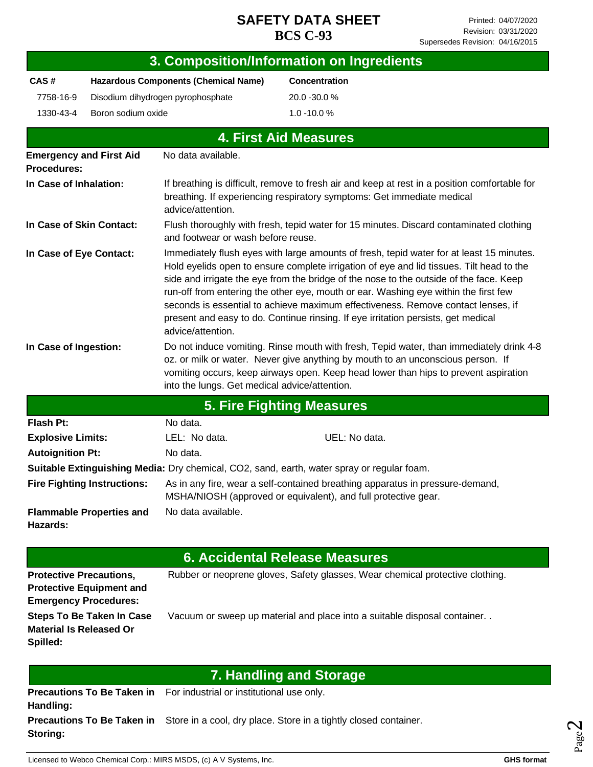# SAFETY DATA SHEET
# BCS C-93

Printed: 04/07/2020
Revision: 03/31/2020
Supersedes Revision: 04/16/2015

## 3. Composition/Information on Ingredients

| CAS # | Hazardous Components (Chemical Name) | Concentration |
| --- | --- | --- |
| 7758-16-9 | Disodium dihydrogen pyrophosphate | 20.0 -30.0 % |
| 1330-43-4 | Boron sodium oxide | 1.0 -10.0 % |

## 4. First Aid Measures

**Emergency and First Aid Procedures:** No data available.

**In Case of Inhalation:** If breathing is difficult, remove to fresh air and keep at rest in a position comfortable for breathing. If experiencing respiratory symptoms: Get immediate medical advice/attention.

**In Case of Skin Contact:** Flush thoroughly with fresh, tepid water for 15 minutes. Discard contaminated clothing and footwear or wash before reuse.

**In Case of Eye Contact:** Immediately flush eyes with large amounts of fresh, tepid water for at least 15 minutes. Hold eyelids open to ensure complete irrigation of eye and lid tissues. Tilt head to the side and irrigate the eye from the bridge of the nose to the outside of the face. Keep run-off from entering the other eye, mouth or ear. Washing eye within the first few seconds is essential to achieve maximum effectiveness. Remove contact lenses, if present and easy to do. Continue rinsing. If eye irritation persists, get medical advice/attention.

**In Case of Ingestion:** Do not induce vomiting. Rinse mouth with fresh, Tepid water, than immediately drink 4-8 oz. or milk or water. Never give anything by mouth to an unconscious person. If vomiting occurs, keep airways open. Keep head lower than hips to prevent aspiration into the lungs. Get medical advice/attention.

## 5. Fire Fighting Measures

**Flash Pt:** No data.

**Explosive Limits:** LEL: No data. UEL: No data.

**Autoignition Pt:** No data.

**Suitable Extinguishing Media:** Dry chemical, CO2, sand, earth, water spray or regular foam.

**Fire Fighting Instructions:** As in any fire, wear a self-contained breathing apparatus in pressure-demand, MSHA/NIOSH (approved or equivalent), and full protective gear.

**Flammable Properties and Hazards:** No data available.

## 6. Accidental Release Measures

**Protective Precautions, Protective Equipment and Emergency Procedures:** Rubber or neoprene gloves, Safety glasses, Wear chemical protective clothing.

**Steps To Be Taken In Case Material Is Released Or Spilled:** Vacuum or sweep up material and place into a suitable disposal container. .

## 7. Handling and Storage

**Precautions To Be Taken in Handling:** For industrial or institutional use only.

**Precautions To Be Taken in Storing:** Store in a cool, dry place. Store in a tightly closed container.

Licensed to Webco Chemical Corp.: MIRS MSDS, (c) A V Systems, Inc. **GHS format**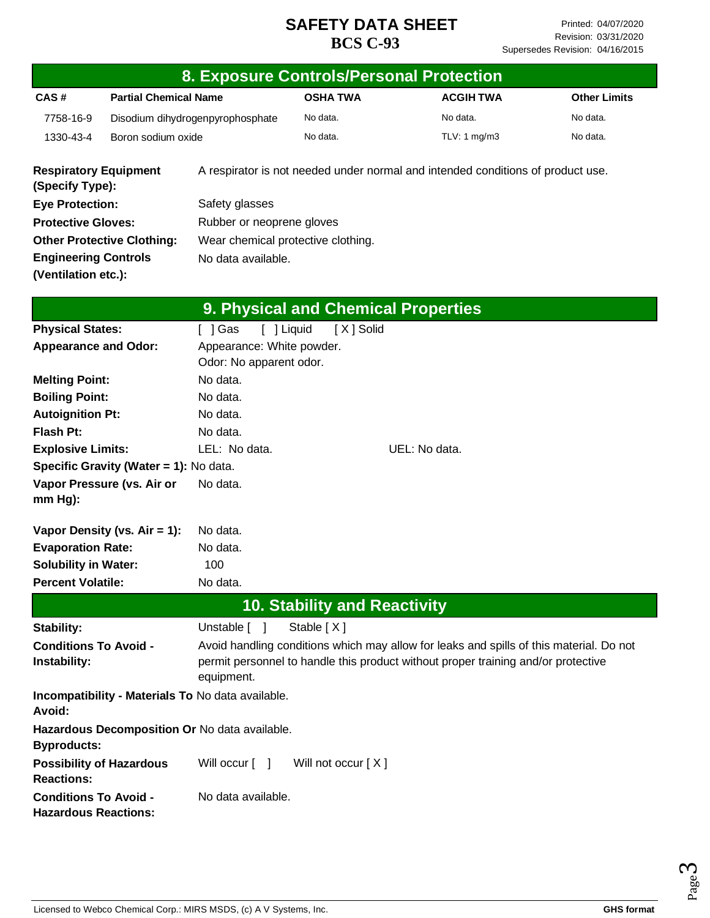## 8. Exposure Controls/Personal Protection

| CAS # | Partial Chemical Name | OSHA TWA | ACGIH TWA | Other Limits |
|---|---|---|---|---|
| 7758-16-9 | Disodium dihydrogenpyrophosphate | No data. | No data. | No data. |
| 1330-43-4 | Boron sodium oxide | No data. | TLV: 1 mg/m3 | No data. |

**Respiratory Equipment (Specify Type):** A respirator is not needed under normal and intended conditions of product use.

**Eye Protection:** Safety glasses

**Protective Gloves:** Rubber or neoprene gloves

**Other Protective Clothing:** Wear chemical protective clothing.

**Engineering Controls (Ventilation etc.):** No data available.

## 9. Physical and Chemical Properties

**Physical States:** [ ] Gas [ ] Liquid [X] Solid

**Appearance and Odor:** Appearance: White powder.
Odor: No apparent odor.

**Melting Point:** No data.

**Boiling Point:** No data.

**Autoignition Pt:** No data.

**Flash Pt:** No data.

**Explosive Limits:** LEL: No data. UEL: No data.

**Specific Gravity (Water = 1):** No data.

**Vapor Pressure (vs. Air or mm Hg):** No data.

**Vapor Density (vs. Air = 1):** No data.

**Evaporation Rate:** No data.

**Solubility in Water:** 100

**Percent Volatile:** No data.

## 10. Stability and Reactivity

**Stability:** Unstable [ ] Stable [X]

**Conditions To Avoid - Instability:** Avoid handling conditions which may allow for leaks and spills of this material. Do not permit personnel to handle this product without proper training and/or protective equipment.

**Incompatibility - Materials To Avoid:** No data available.

**Hazardous Decomposition Or Byproducts:** No data available.

**Possibility of Hazardous Reactions:** Will occur [ ] Will not occur [X]

**Conditions To Avoid - Hazardous Reactions:** No data available.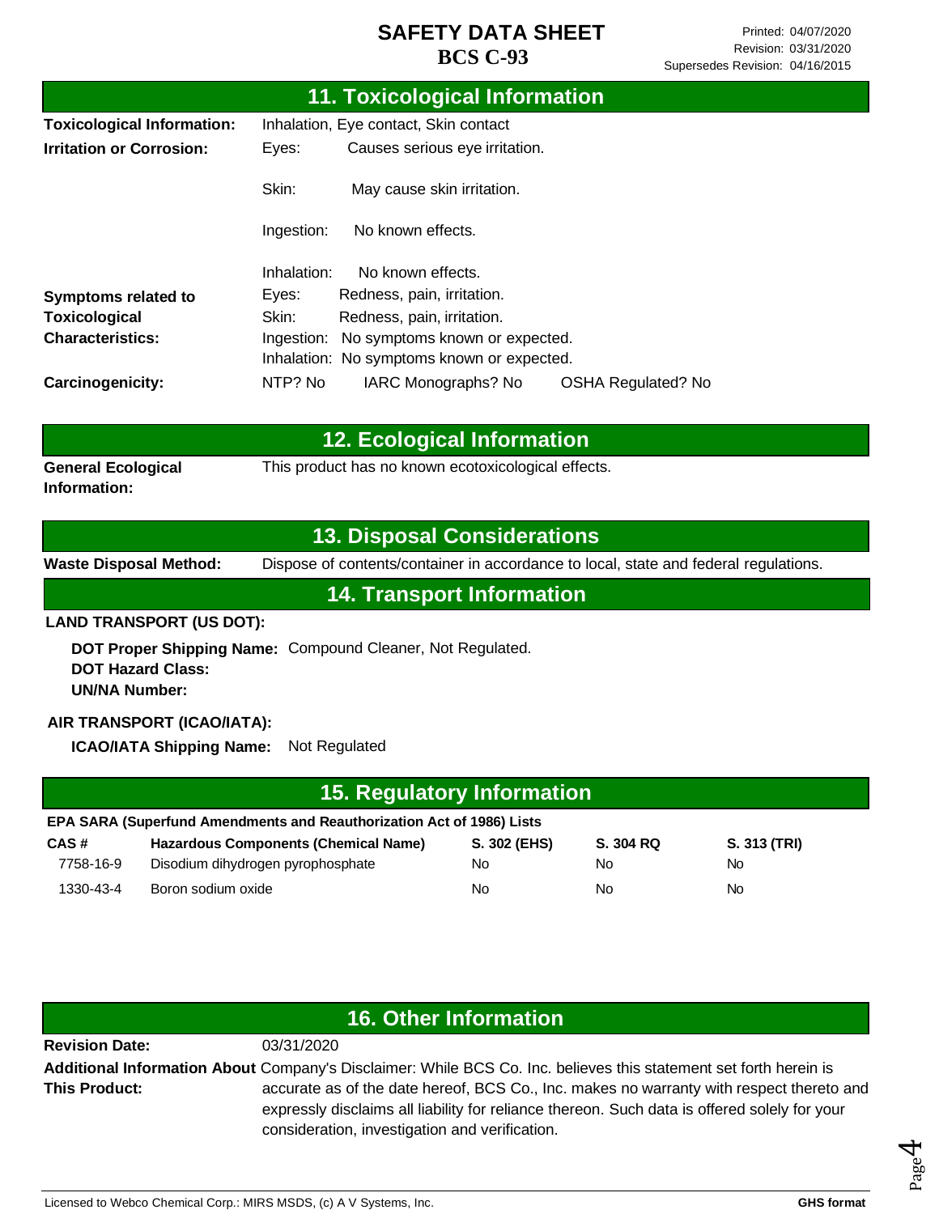# SAFETY DATA SHEET
# BCS C-93

Printed: 04/07/2020
Revision: 03/31/2020
Supersedes Revision: 04/16/2015

## 11. Toxicological Information

**Toxicological Information:** Inhalation, Eye contact, Skin contact

**Irritation or Corrosion:**
- Eyes: Causes serious eye irritation.
- Skin: May cause skin irritation.
- Ingestion: No known effects.
- Inhalation: No known effects.

**Symptoms related to Toxicological Characteristics:**
- Eyes: Redness, pain, irritation.
- Skin: Redness, pain, irritation.
- Ingestion: No symptoms known or expected.
- Inhalation: No symptoms known or expected.

**Carcinogenicity:** NTP? No IARC Monographs? No OSHA Regulated? No

## 12. Ecological Information

**General Ecological Information:** This product has no known ecotoxicological effects.

## 13. Disposal Considerations

**Waste Disposal Method:** Dispose of contents/container in accordance to local, state and federal regulations.

## 14. Transport Information

**LAND TRANSPORT (US DOT):**

**DOT Proper Shipping Name:** Compound Cleaner, Not Regulated.
**DOT Hazard Class:**
**UN/NA Number:**

**AIR TRANSPORT (ICAO/IATA):**

**ICAO/IATA Shipping Name:** Not Regulated

## 15. Regulatory Information

**EPA SARA (Superfund Amendments and Reauthorization Act of 1986) Lists**

| CAS # | Hazardous Components (Chemical Name) | S. 302 (EHS) | S. 304 RQ | S. 313 (TRI) |
|---|---|---|---|---|
| 7758-16-9 | Disodium dihydrogen pyrophosphate | No | No | No |
| 1330-43-4 | Boron sodium oxide | No | No | No |

## 16. Other Information

**Revision Date:** 03/31/2020

**Additional Information About This Product:** Company's Disclaimer: While BCS Co. Inc. believes this statement set forth herein is accurate as of the date hereof, BCS Co., Inc. makes no warranty with respect thereto and expressly disclaims all liability for reliance thereon. Such data is offered solely for your consideration, investigation and verification.

Licensed to Webco Chemical Corp.: MIRS MSDS, (c) A V Systems, Inc. GHS format